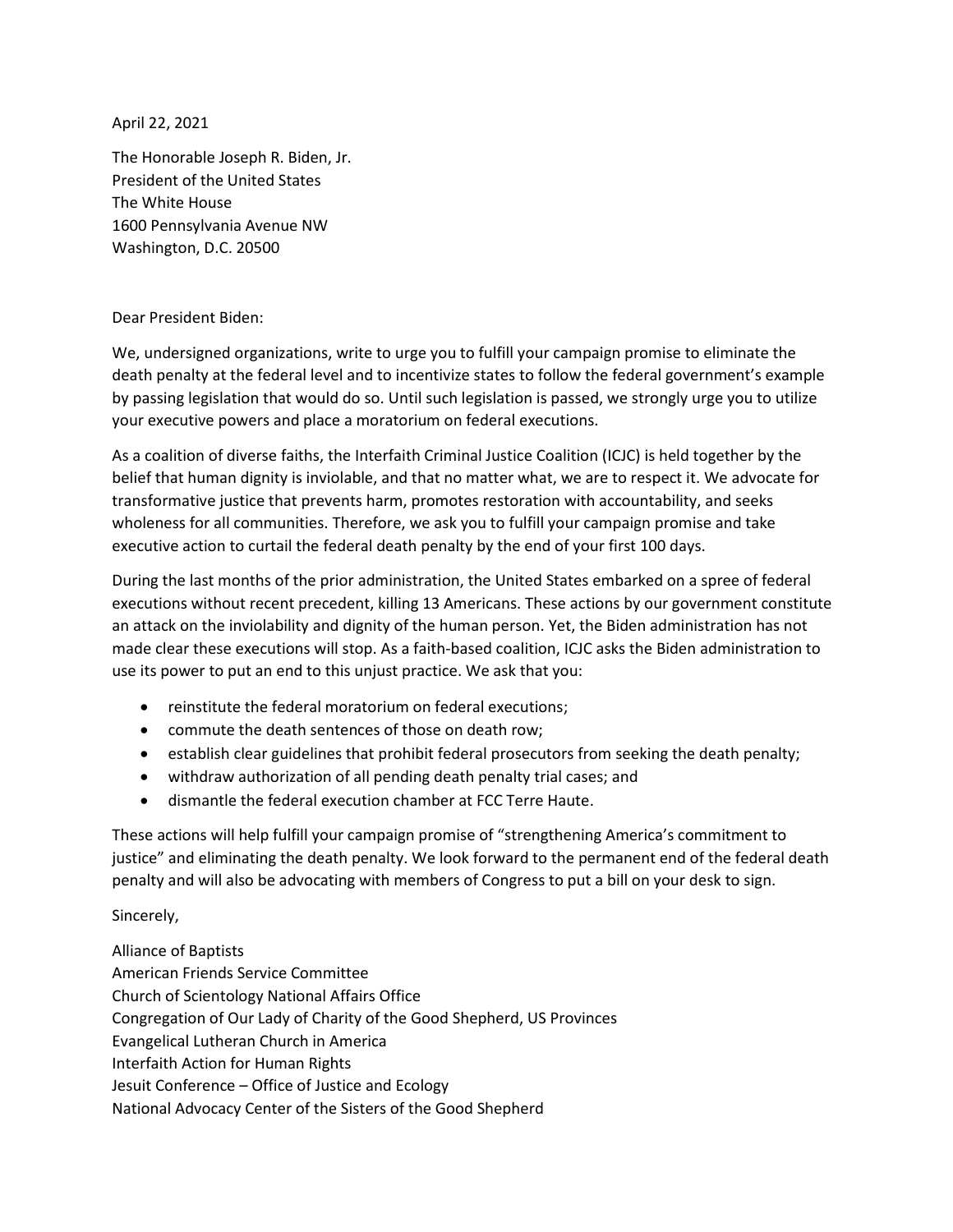April 22, 2021

The Honorable Joseph R. Biden, Jr.
President of the United States
The White House
1600 Pennsylvania Avenue NW
Washington, D.C. 20500

Dear President Biden:

We, undersigned organizations, write to urge you to fulfill your campaign promise to eliminate the death penalty at the federal level and to incentivize states to follow the federal government's example by passing legislation that would do so. Until such legislation is passed, we strongly urge you to utilize your executive powers and place a moratorium on federal executions.

As a coalition of diverse faiths, the Interfaith Criminal Justice Coalition (ICJC) is held together by the belief that human dignity is inviolable, and that no matter what, we are to respect it. We advocate for transformative justice that prevents harm, promotes restoration with accountability, and seeks wholeness for all communities. Therefore, we ask you to fulfill your campaign promise and take executive action to curtail the federal death penalty by the end of your first 100 days.

During the last months of the prior administration, the United States embarked on a spree of federal executions without recent precedent, killing 13 Americans. These actions by our government constitute an attack on the inviolability and dignity of the human person. Yet, the Biden administration has not made clear these executions will stop. As a faith-based coalition, ICJC asks the Biden administration to use its power to put an end to this unjust practice. We ask that you:

- reinstitute the federal moratorium on federal executions;
- commute the death sentences of those on death row;
- establish clear guidelines that prohibit federal prosecutors from seeking the death penalty;
- withdraw authorization of all pending death penalty trial cases; and
- dismantle the federal execution chamber at FCC Terre Haute.

These actions will help fulfill your campaign promise of "strengthening America's commitment to justice" and eliminating the death penalty. We look forward to the permanent end of the federal death penalty and will also be advocating with members of Congress to put a bill on your desk to sign.

Sincerely,

Alliance of Baptists
American Friends Service Committee
Church of Scientology National Affairs Office
Congregation of Our Lady of Charity of the Good Shepherd, US Provinces
Evangelical Lutheran Church in America
Interfaith Action for Human Rights
Jesuit Conference – Office of Justice and Ecology
National Advocacy Center of the Sisters of the Good Shepherd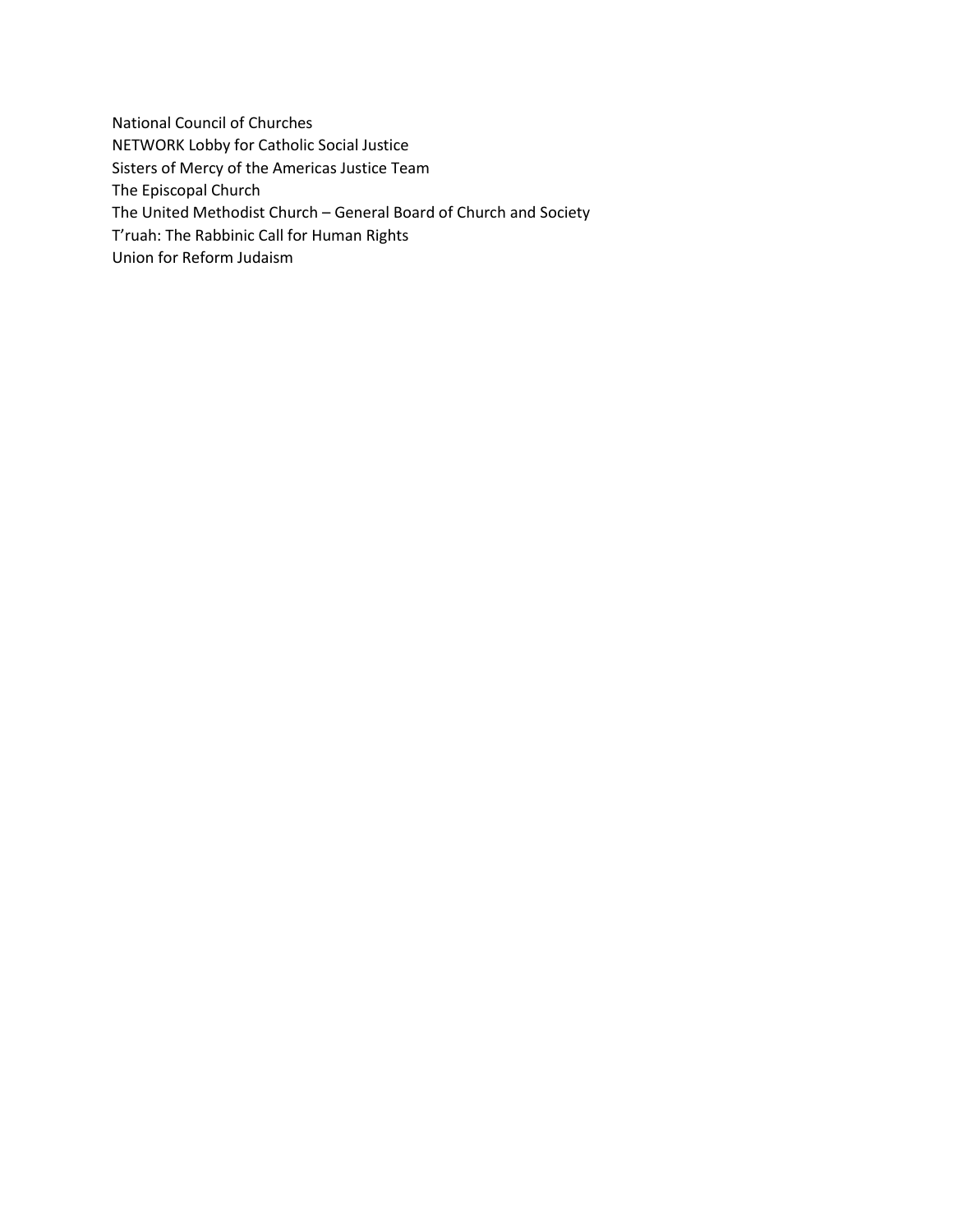National Council of Churches
NETWORK Lobby for Catholic Social Justice
Sisters of Mercy of the Americas Justice Team
The Episcopal Church
The United Methodist Church – General Board of Church and Society
T'ruah: The Rabbinic Call for Human Rights
Union for Reform Judaism